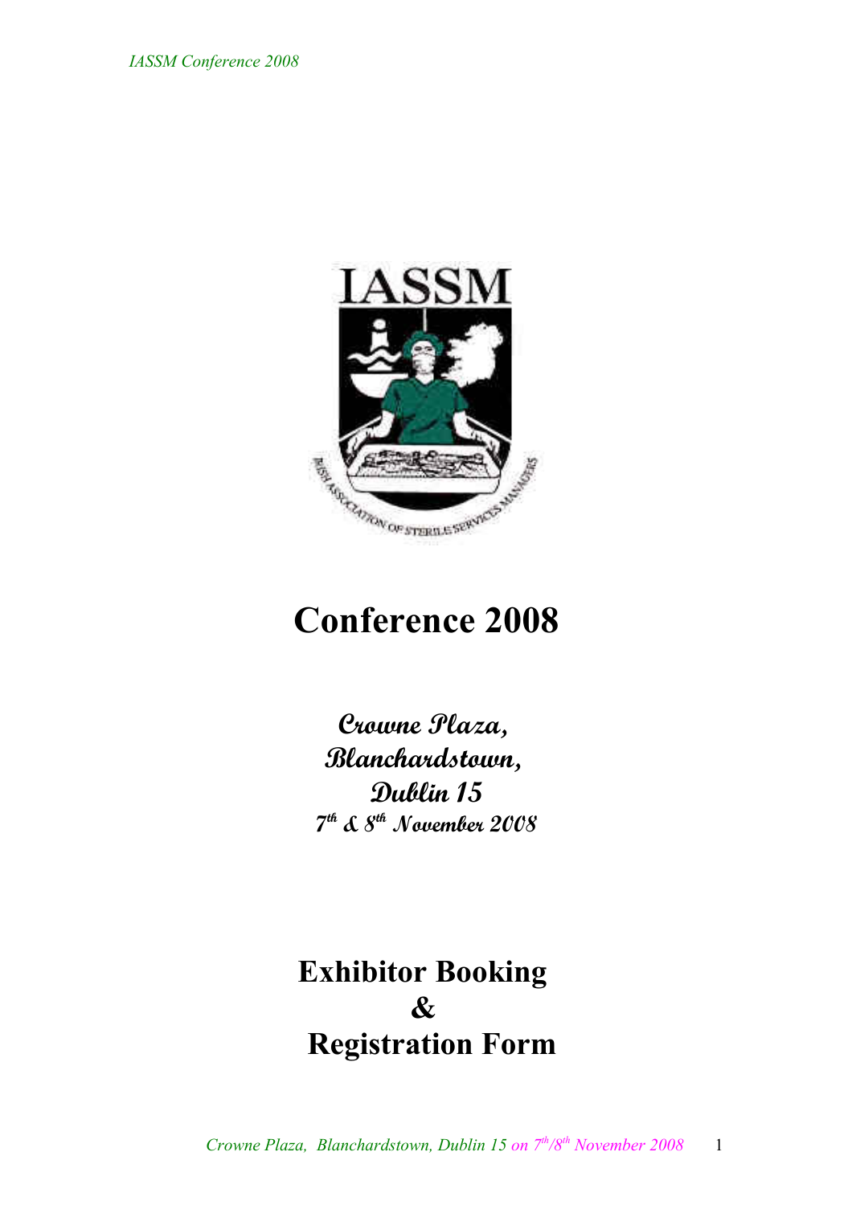IASSM

IRISH ASSOCIATION OF STERILE SERVICES MANAGERS

# Conference 2008

**Crowne Plaza,**
**Blanchardstown,**
**Dublin 15**
**7th & 8th November 2008**

# Exhibitor Booking
# &
# Registration Form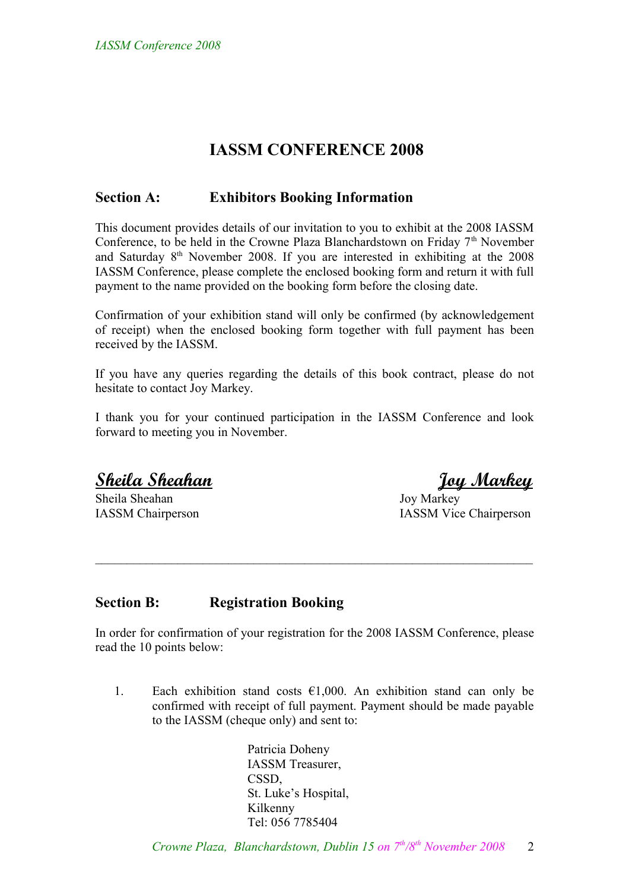# IASSM CONFERENCE 2008

## Section A: Exhibitors Booking Information

This document provides details of our invitation to you to exhibit at the 2008 IASSM Conference, to be held in the Crowne Plaza Blanchardstown on Friday 7th November and Saturday 8th November 2008. If you are interested in exhibiting at the 2008 IASSM Conference, please complete the enclosed booking form and return it with full payment to the name provided on the booking form before the closing date.

Confirmation of your exhibition stand will only be confirmed (by acknowledgement of receipt) when the enclosed booking form together with full payment has been received by the IASSM.

If you have any queries regarding the details of this book contract, please do not hesitate to contact Joy Markey.

I thank you for your continued participation in the IASSM Conference and look forward to meeting you in November.

***Sheila Sheahan***
Sheila Sheahan
IASSM Chairperson

***Joy Markey***
Joy Markey
IASSM Vice Chairperson

---

## Section B: Registration Booking

In order for confirmation of your registration for the 2008 IASSM Conference, please read the 10 points below:

1. Each exhibition stand costs €1,000. An exhibition stand can only be confirmed with receipt of full payment. Payment should be made payable to the IASSM (cheque only) and sent to:

   Patricia Doheny
   IASSM Treasurer,
   CSSD,
   St. Luke's Hospital,
   Kilkenny
   Tel: 056 7785404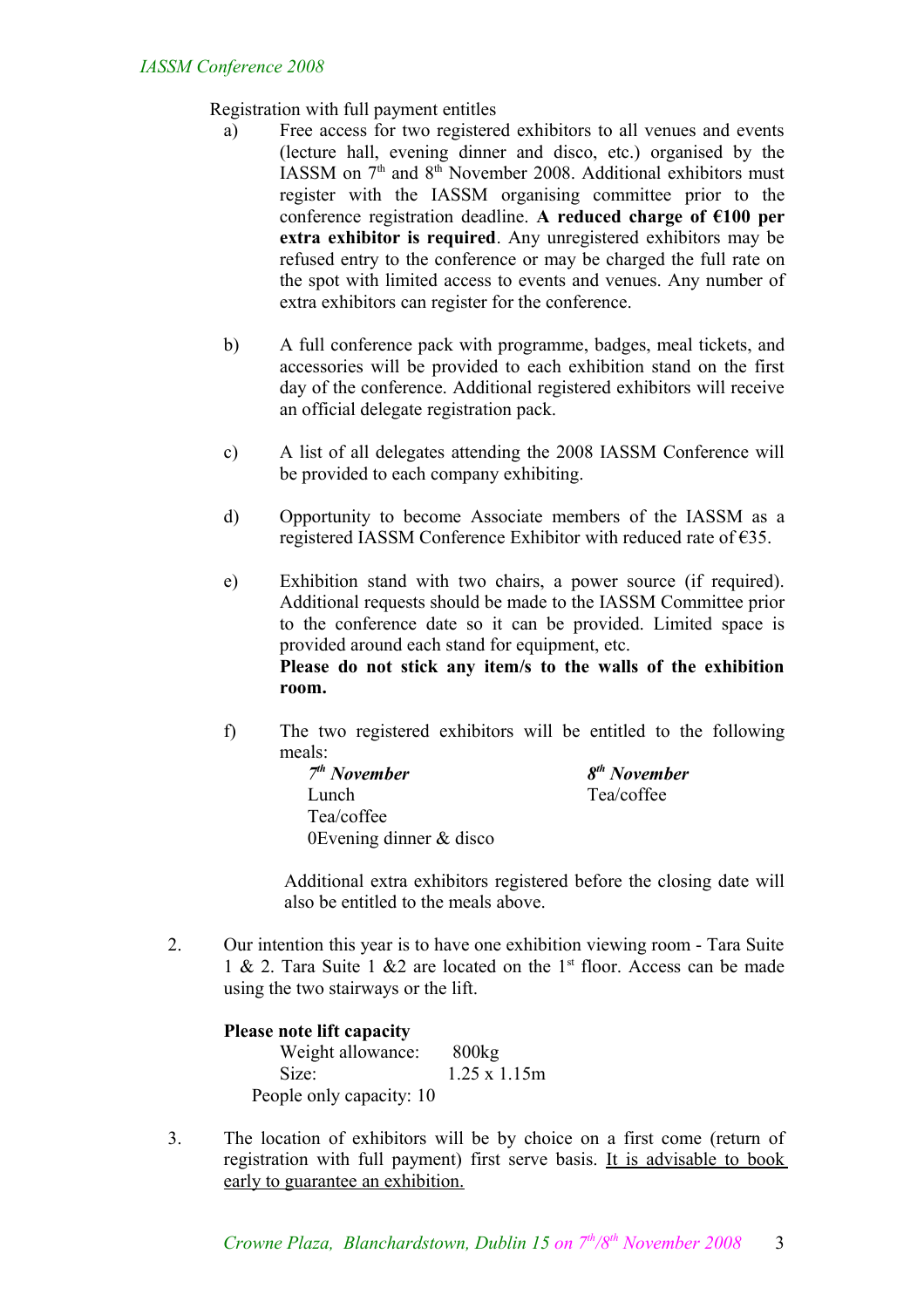Registration with full payment entitles

a) Free access for two registered exhibitors to all venues and events (lecture hall, evening dinner and disco, etc.) organised by the IASSM on 7th and 8th November 2008. Additional exhibitors must register with the IASSM organising committee prior to the conference registration deadline. **A reduced charge of €100 per extra exhibitor is required**. Any unregistered exhibitors may be refused entry to the conference or may be charged the full rate on the spot with limited access to events and venues. Any number of extra exhibitors can register for the conference.

b) A full conference pack with programme, badges, meal tickets, and accessories will be provided to each exhibition stand on the first day of the conference. Additional registered exhibitors will receive an official delegate registration pack.

c) A list of all delegates attending the 2008 IASSM Conference will be provided to each company exhibiting.

d) Opportunity to become Associate members of the IASSM as a registered IASSM Conference Exhibitor with reduced rate of €35.

e) Exhibition stand with two chairs, a power source (if required). Additional requests should be made to the IASSM Committee prior to the conference date so it can be provided. Limited space is provided around each stand for equipment, etc.
**Please do not stick any item/s to the walls of the exhibition room.**

f) The two registered exhibitors will be entitled to the following meals:

| ***7th November*** | ***8th November*** |
|---|---|
| Lunch | Tea/coffee |
| Tea/coffee | |
| 0Evening dinner & disco | |

Additional extra exhibitors registered before the closing date will also be entitled to the meals above.

2. Our intention this year is to have one exhibition viewing room - Tara Suite 1 & 2. Tara Suite 1 &2 are located on the 1st floor. Access can be made using the two stairways or the lift.

**Please note lift capacity**

Weight allowance: 800kg
Size: 1.25 x 1.15m
People only capacity: 10

3. The location of exhibitors will be by choice on a first come (return of registration with full payment) first serve basis. <u>It is advisable to book early to guarantee an exhibition.</u>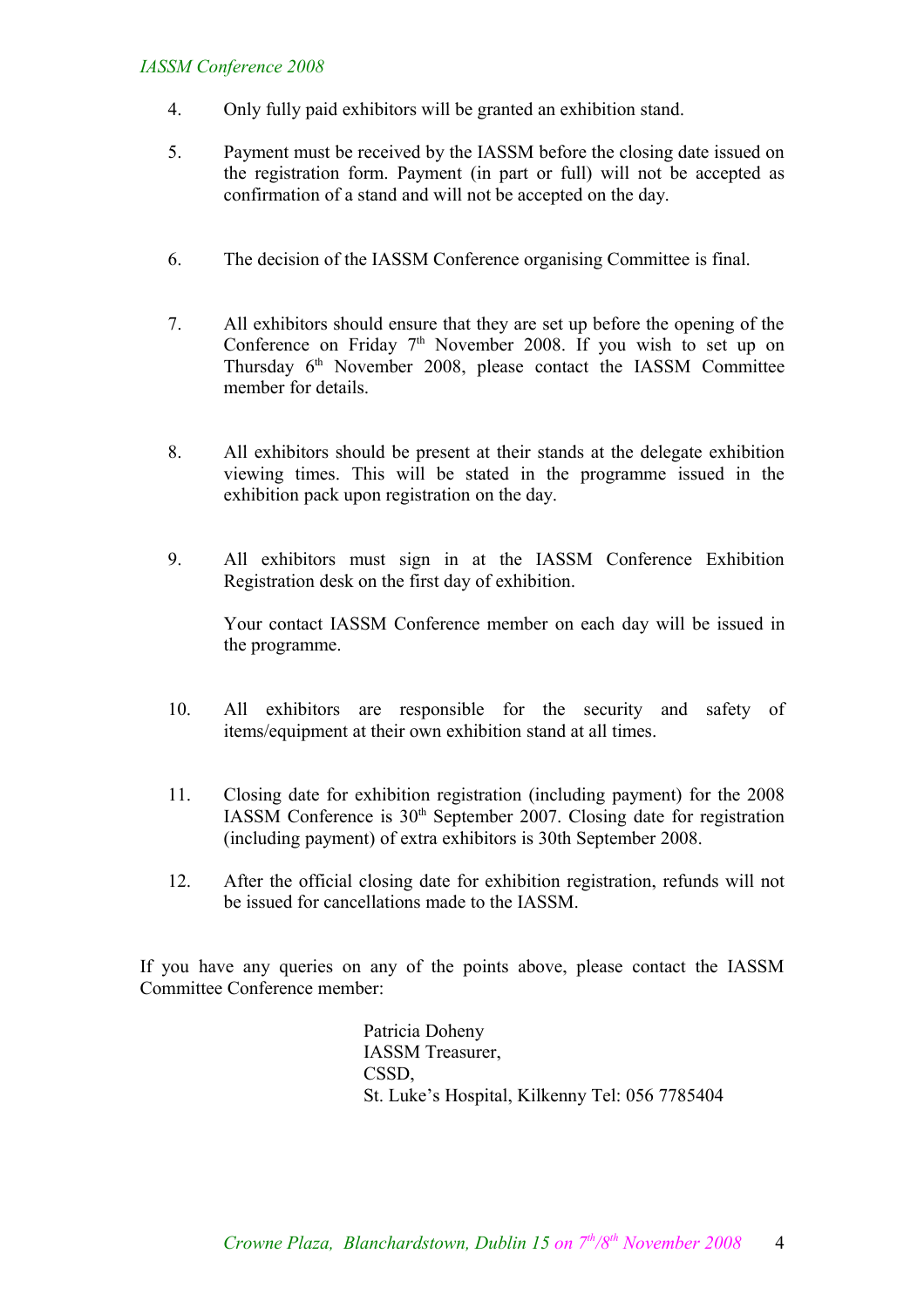4. Only fully paid exhibitors will be granted an exhibition stand.

5. Payment must be received by the IASSM before the closing date issued on the registration form. Payment (in part or full) will not be accepted as confirmation of a stand and will not be accepted on the day.

6. The decision of the IASSM Conference organising Committee is final.

7. All exhibitors should ensure that they are set up before the opening of the Conference on Friday 7th November 2008. If you wish to set up on Thursday 6th November 2008, please contact the IASSM Committee member for details.

8. All exhibitors should be present at their stands at the delegate exhibition viewing times. This will be stated in the programme issued in the exhibition pack upon registration on the day.

9. All exhibitors must sign in at the IASSM Conference Exhibition Registration desk on the first day of exhibition.

   Your contact IASSM Conference member on each day will be issued in the programme.

10. All exhibitors are responsible for the security and safety of items/equipment at their own exhibition stand at all times.

11. Closing date for exhibition registration (including payment) for the 2008 IASSM Conference is 30th September 2007. Closing date for registration (including payment) of extra exhibitors is 30th September 2008.

12. After the official closing date for exhibition registration, refunds will not be issued for cancellations made to the IASSM.

If you have any queries on any of the points above, please contact the IASSM Committee Conference member:

Patricia Doheny  
IASSM Treasurer,  
CSSD,  
St. Luke's Hospital, Kilkenny Tel: 056 7785404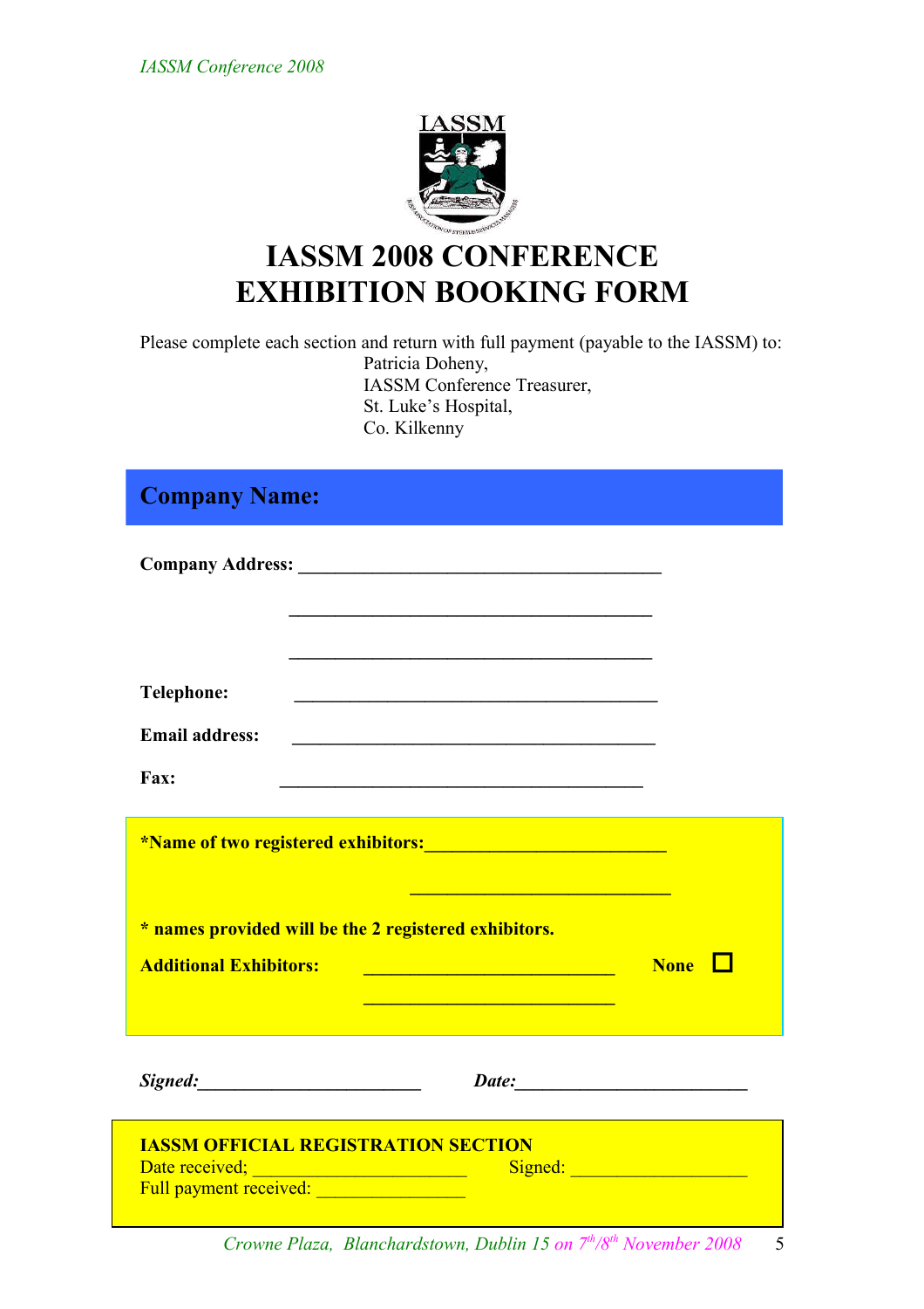# IASSM 2008 CONFERENCE EXHIBITION BOOKING FORM

Please complete each section and return with full payment (payable to the IASSM) to:
Patricia Doheny,
IASSM Conference Treasurer,
St. Luke's Hospital,
Co. Kilkenny

## Company Name:

**Company Address:** ________________________________________

________________________________________

________________________________________

**Telephone:** ________________________________________

**Email address:** ________________________________________

**Fax:** ________________________________________

**\*Name of two registered exhibitors:**__________________________

__________________________

**\* names provided will be the 2 registered exhibitors.**

**Additional Exhibitors:** __________________________ **None** ☐

__________________________

***Signed:***________________________ ***Date:***________________________

**IASSM OFFICIAL REGISTRATION SECTION**
Date received; ______________________ Signed: ___________________
Full payment received: ________________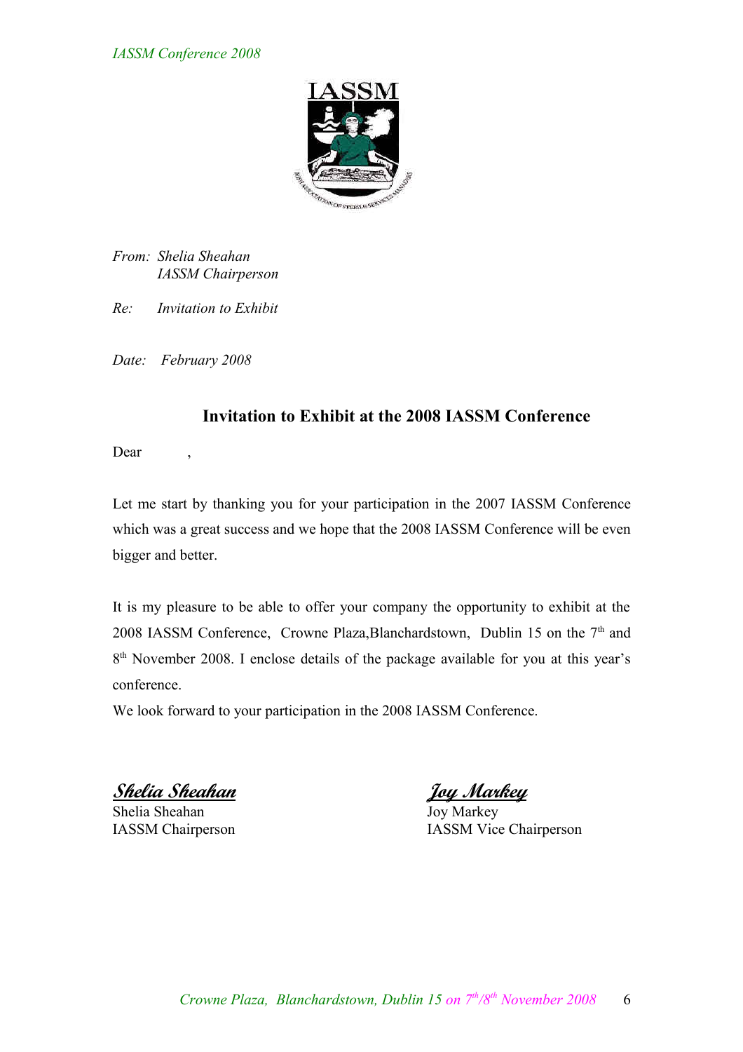IASSM

*From: Shelia Sheahan*
*IASSM Chairperson*

*Re: Invitation to Exhibit*

*Date: February 2008*

## Invitation to Exhibit at the 2008 IASSM Conference

Dear ,

Let me start by thanking you for your participation in the 2007 IASSM Conference which was a great success and we hope that the 2008 IASSM Conference will be even bigger and better.

It is my pleasure to be able to offer your company the opportunity to exhibit at the 2008 IASSM Conference, Crowne Plaza,Blanchardstown, Dublin 15 on the 7th and 8th November 2008. I enclose details of the package available for you at this year's conference.

We look forward to your participation in the 2008 IASSM Conference.

| | |
|---|---|
| ***Shelia Sheahan*** | ***Joy Markey*** |
| Shelia Sheahan | Joy Markey |
| IASSM Chairperson | IASSM Vice Chairperson |